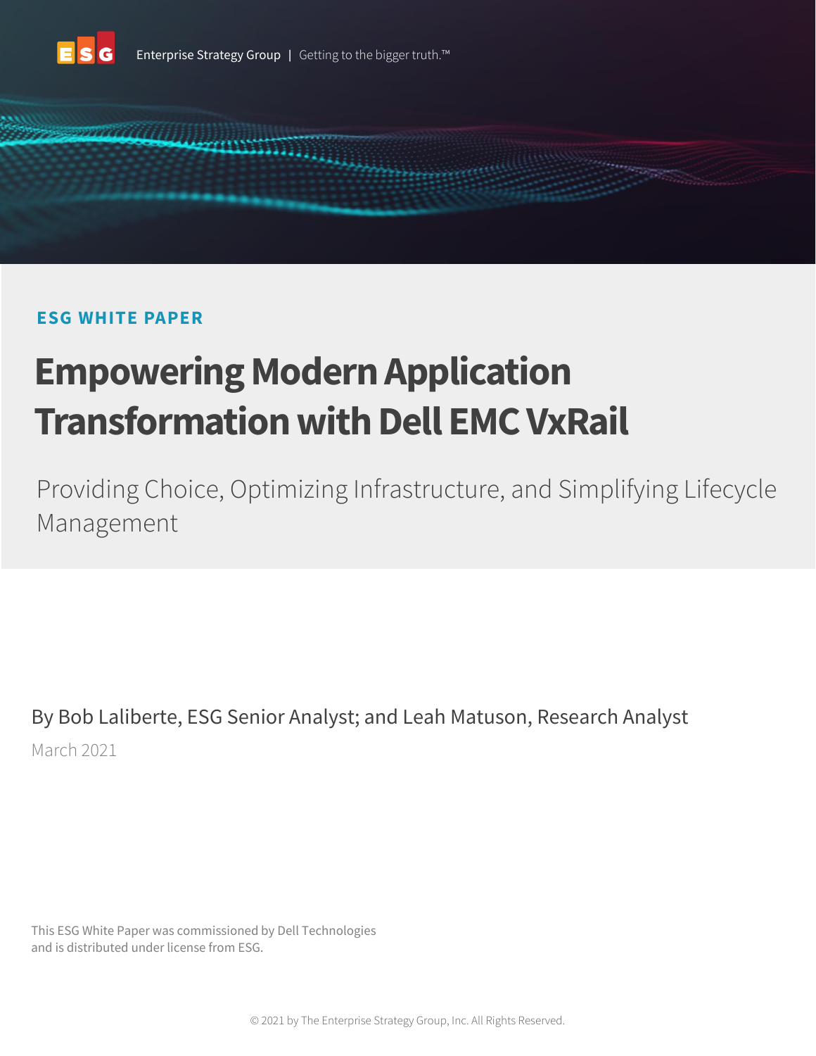Enterprise Strategy Group | Getting to the bigger truth.™

**ESG WHITE PAPER**

# Empowering Modern Application Transformation with Dell EMC VxRail

## Providing Choice, Optimizing Infrastructure, and Simplifying Lifecycle Management

By Bob Laliberte, ESG Senior Analyst; and Leah Matuson, Research Analyst

March 2021

This ESG White Paper was commissioned by Dell Technologies and is distributed under license from ESG.

© 2021 by The Enterprise Strategy Group, Inc. All Rights Reserved.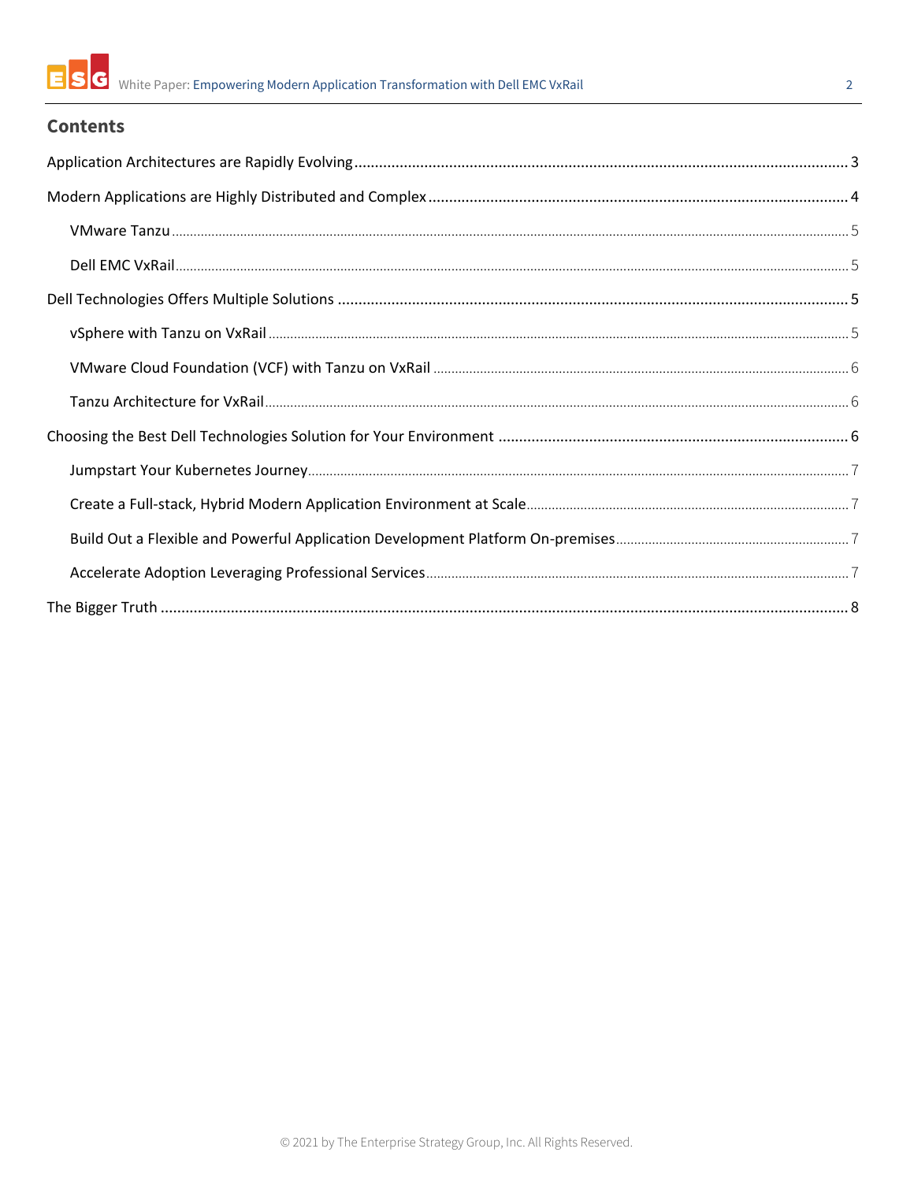## Contents

Application Architectures are Rapidly Evolving ........ 3

Modern Applications are Highly Distributed and Complex ........ 4

- VMware Tanzu ........ 5
- Dell EMC VxRail ........ 5

Dell Technologies Offers Multiple Solutions ........ 5

- vSphere with Tanzu on VxRail ........ 5
- VMware Cloud Foundation (VCF) with Tanzu on VxRail ........ 6
- Tanzu Architecture for VxRail ........ 6

Choosing the Best Dell Technologies Solution for Your Environment ........ 6

- Jumpstart Your Kubernetes Journey ........ 7
- Create a Full-stack, Hybrid Modern Application Environment at Scale ........ 7
- Build Out a Flexible and Powerful Application Development Platform On-premises ........ 7
- Accelerate Adoption Leveraging Professional Services ........ 7

The Bigger Truth ........ 8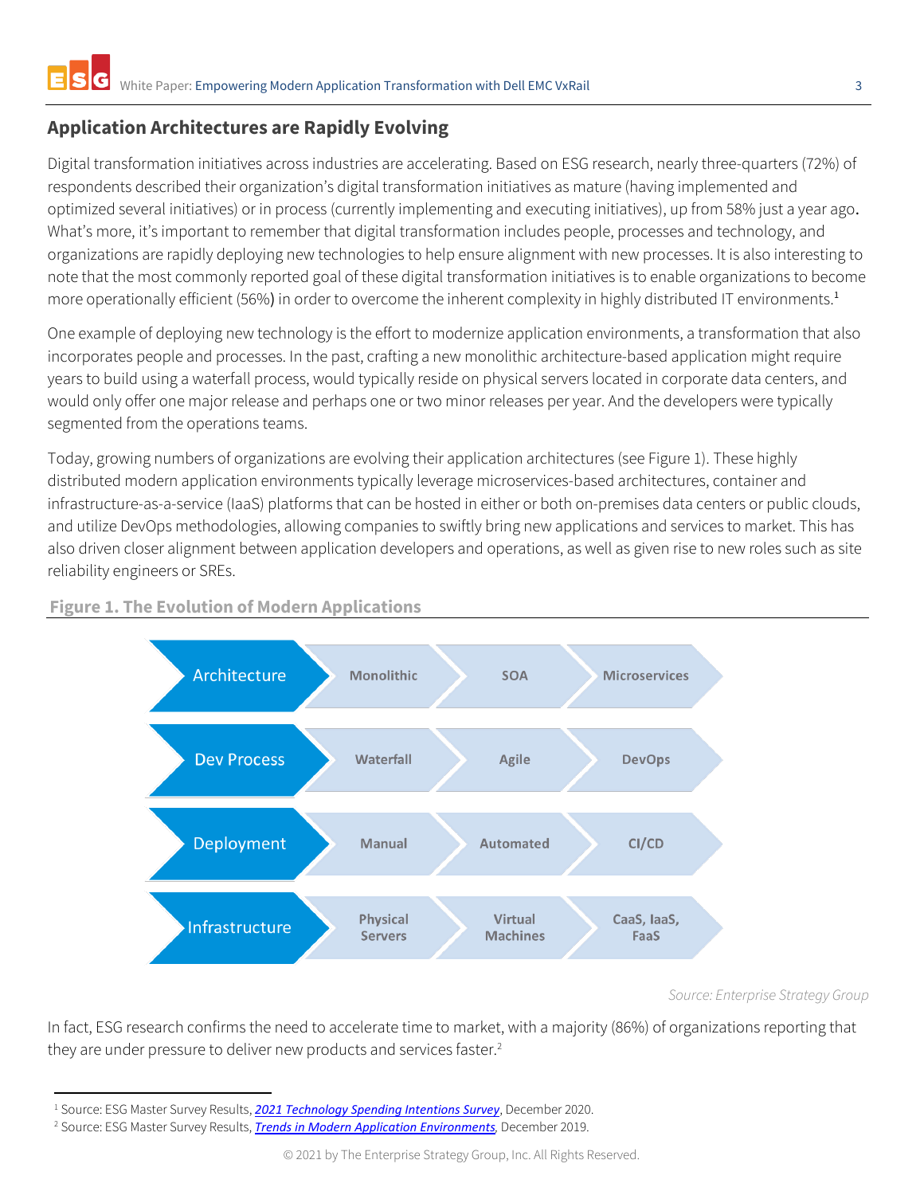## Application Architectures are Rapidly Evolving

Digital transformation initiatives across industries are accelerating. Based on ESG research, nearly three-quarters (72%) of respondents described their organization's digital transformation initiatives as mature (having implemented and optimized several initiatives) or in process (currently implementing and executing initiatives), up from 58% just a year ago. What's more, it's important to remember that digital transformation includes people, processes and technology, and organizations are rapidly deploying new technologies to help ensure alignment with new processes. It is also interesting to note that the most commonly reported goal of these digital transformation initiatives is to enable organizations to become more operationally efficient (56%) in order to overcome the inherent complexity in highly distributed IT environments.[1]

One example of deploying new technology is the effort to modernize application environments, a transformation that also incorporates people and processes. In the past, crafting a new monolithic architecture-based application might require years to build using a waterfall process, would typically reside on physical servers located in corporate data centers, and would only offer one major release and perhaps one or two minor releases per year. And the developers were typically segmented from the operations teams.

Today, growing numbers of organizations are evolving their application architectures (see Figure 1). These highly distributed modern application environments typically leverage microservices-based architectures, container and infrastructure-as-a-service (IaaS) platforms that can be hosted in either or both on-premises data centers or public clouds, and utilize DevOps methodologies, allowing companies to swiftly bring new applications and services to market. This has also driven closer alignment between application developers and operations, as well as given rise to new roles such as site reliability engineers or SREs.

**Figure 1. The Evolution of Modern Applications**

| | | | |
|---|---|---|---|
| Architecture | Monolithic | SOA | Microservices |
| Dev Process | Waterfall | Agile | DevOps |
| Deployment | Manual | Automated | CI/CD |
| Infrastructure | Physical Servers | Virtual Machines | CaaS, IaaS, FaaS |

*Source: Enterprise Strategy Group*

In fact, ESG research confirms the need to accelerate time to market, with a majority (86%) of organizations reporting that they are under pressure to deliver new products and services faster.[2]

---

[1] Source: ESG Master Survey Results, *2021 Technology Spending Intentions Survey*, December 2020.

[2] Source: ESG Master Survey Results, *Trends in Modern Application Environments*, December 2019.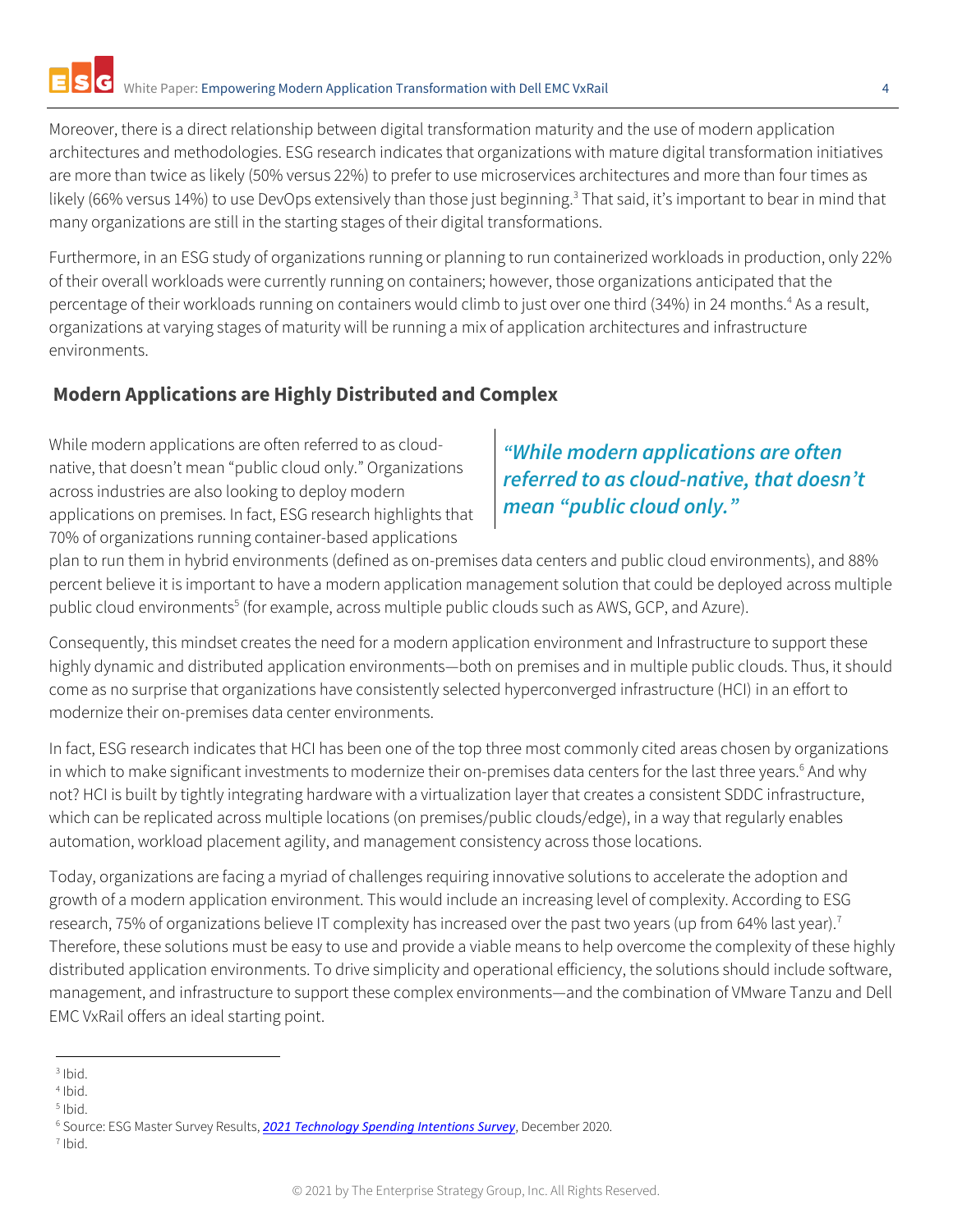Moreover, there is a direct relationship between digital transformation maturity and the use of modern application architectures and methodologies. ESG research indicates that organizations with mature digital transformation initiatives are more than twice as likely (50% versus 22%) to prefer to use microservices architectures and more than four times as likely (66% versus 14%) to use DevOps extensively than those just beginning.[3] That said, it's important to bear in mind that many organizations are still in the starting stages of their digital transformations.

Furthermore, in an ESG study of organizations running or planning to run containerized workloads in production, only 22% of their overall workloads were currently running on containers; however, those organizations anticipated that the percentage of their workloads running on containers would climb to just over one third (34%) in 24 months.[4] As a result, organizations at varying stages of maturity will be running a mix of application architectures and infrastructure environments.

## Modern Applications are Highly Distributed and Complex

While modern applications are often referred to as cloud-native, that doesn't mean "public cloud only." Organizations across industries are also looking to deploy modern applications on premises. In fact, ESG research highlights that 70% of organizations running container-based applications plan to run them in hybrid environments (defined as on-premises data centers and public cloud environments), and 88% percent believe it is important to have a modern application management solution that could be deployed across multiple public cloud environments[5] (for example, across multiple public clouds such as AWS, GCP, and Azure).

> ***"While modern applications are often referred to as cloud-native, that doesn't mean "public cloud only."***

Consequently, this mindset creates the need for a modern application environment and Infrastructure to support these highly dynamic and distributed application environments—both on premises and in multiple public clouds. Thus, it should come as no surprise that organizations have consistently selected hyperconverged infrastructure (HCI) in an effort to modernize their on-premises data center environments.

In fact, ESG research indicates that HCI has been one of the top three most commonly cited areas chosen by organizations in which to make significant investments to modernize their on-premises data centers for the last three years.[6] And why not? HCI is built by tightly integrating hardware with a virtualization layer that creates a consistent SDDC infrastructure, which can be replicated across multiple locations (on premises/public clouds/edge), in a way that regularly enables automation, workload placement agility, and management consistency across those locations.

Today, organizations are facing a myriad of challenges requiring innovative solutions to accelerate the adoption and growth of a modern application environment. This would include an increasing level of complexity. According to ESG research, 75% of organizations believe IT complexity has increased over the past two years (up from 64% last year).[7] Therefore, these solutions must be easy to use and provide a viable means to help overcome the complexity of these highly distributed application environments. To drive simplicity and operational efficiency, the solutions should include software, management, and infrastructure to support these complex environments—and the combination of VMware Tanzu and Dell EMC VxRail offers an ideal starting point.

---

[3] Ibid.
[4] Ibid.
[5] Ibid.
[6] Source: ESG Master Survey Results, *2021 Technology Spending Intentions Survey*, December 2020.
[7] Ibid.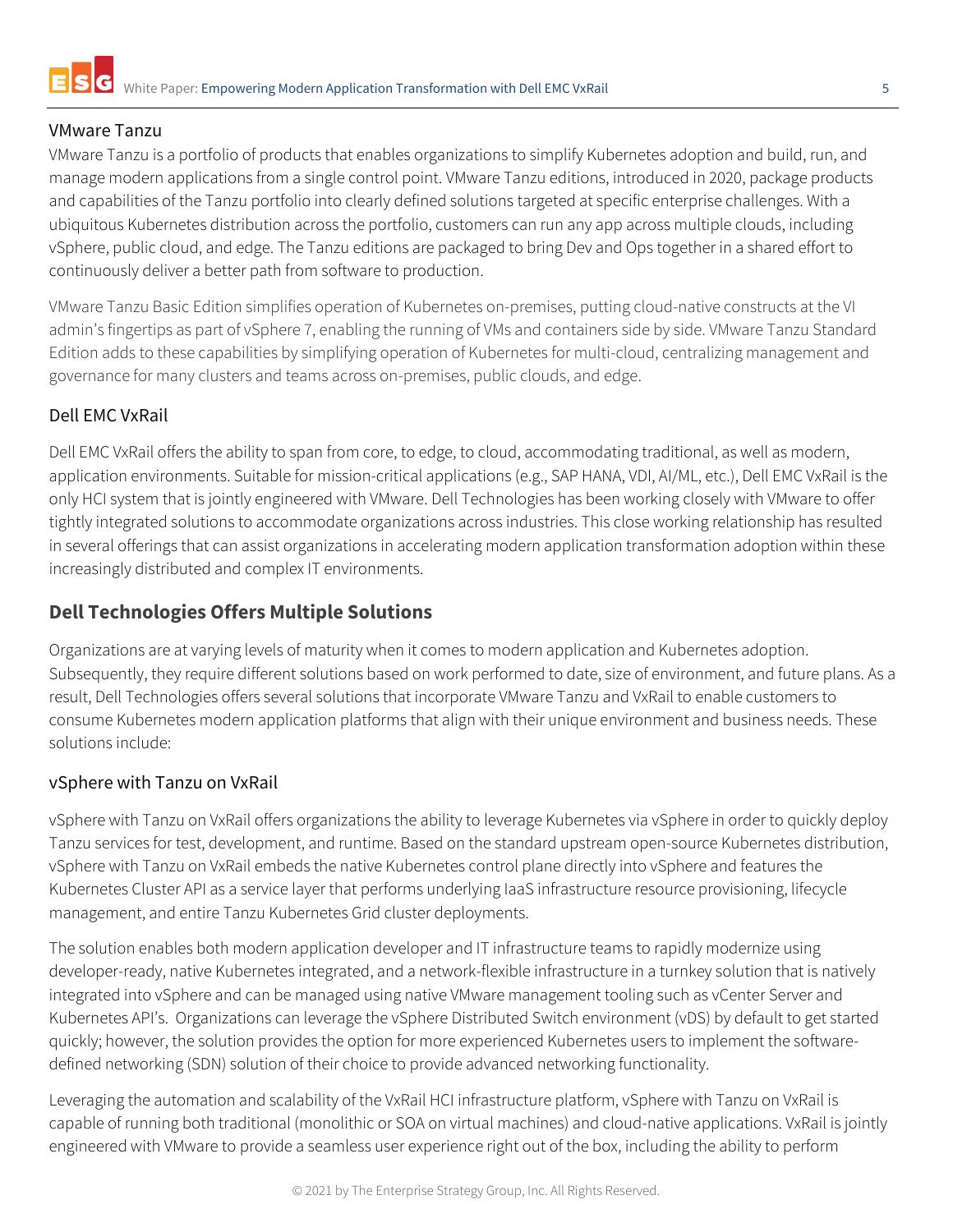### VMware Tanzu

VMware Tanzu is a portfolio of products that enables organizations to simplify Kubernetes adoption and build, run, and manage modern applications from a single control point. VMware Tanzu editions, introduced in 2020, package products and capabilities of the Tanzu portfolio into clearly defined solutions targeted at specific enterprise challenges. With a ubiquitous Kubernetes distribution across the portfolio, customers can run any app across multiple clouds, including vSphere, public cloud, and edge. The Tanzu editions are packaged to bring Dev and Ops together in a shared effort to continuously deliver a better path from software to production.

VMware Tanzu Basic Edition simplifies operation of Kubernetes on-premises, putting cloud-native constructs at the VI admin's fingertips as part of vSphere 7, enabling the running of VMs and containers side by side. VMware Tanzu Standard Edition adds to these capabilities by simplifying operation of Kubernetes for multi-cloud, centralizing management and governance for many clusters and teams across on-premises, public clouds, and edge.

### Dell EMC VxRail

Dell EMC VxRail offers the ability to span from core, to edge, to cloud, accommodating traditional, as well as modern, application environments. Suitable for mission-critical applications (e.g., SAP HANA, VDI, AI/ML, etc.), Dell EMC VxRail is the only HCI system that is jointly engineered with VMware. Dell Technologies has been working closely with VMware to offer tightly integrated solutions to accommodate organizations across industries. This close working relationship has resulted in several offerings that can assist organizations in accelerating modern application transformation adoption within these increasingly distributed and complex IT environments.

## Dell Technologies Offers Multiple Solutions

Organizations are at varying levels of maturity when it comes to modern application and Kubernetes adoption. Subsequently, they require different solutions based on work performed to date, size of environment, and future plans. As a result, Dell Technologies offers several solutions that incorporate VMware Tanzu and VxRail to enable customers to consume Kubernetes modern application platforms that align with their unique environment and business needs. These solutions include:

### vSphere with Tanzu on VxRail

vSphere with Tanzu on VxRail offers organizations the ability to leverage Kubernetes via vSphere in order to quickly deploy Tanzu services for test, development, and runtime. Based on the standard upstream open-source Kubernetes distribution, vSphere with Tanzu on VxRail embeds the native Kubernetes control plane directly into vSphere and features the Kubernetes Cluster API as a service layer that performs underlying IaaS infrastructure resource provisioning, lifecycle management, and entire Tanzu Kubernetes Grid cluster deployments.

The solution enables both modern application developer and IT infrastructure teams to rapidly modernize using developer-ready, native Kubernetes integrated, and a network-flexible infrastructure in a turnkey solution that is natively integrated into vSphere and can be managed using native VMware management tooling such as vCenter Server and Kubernetes API's. Organizations can leverage the vSphere Distributed Switch environment (vDS) by default to get started quickly; however, the solution provides the option for more experienced Kubernetes users to implement the software-defined networking (SDN) solution of their choice to provide advanced networking functionality.

Leveraging the automation and scalability of the VxRail HCI infrastructure platform, vSphere with Tanzu on VxRail is capable of running both traditional (monolithic or SOA on virtual machines) and cloud-native applications. VxRail is jointly engineered with VMware to provide a seamless user experience right out of the box, including the ability to perform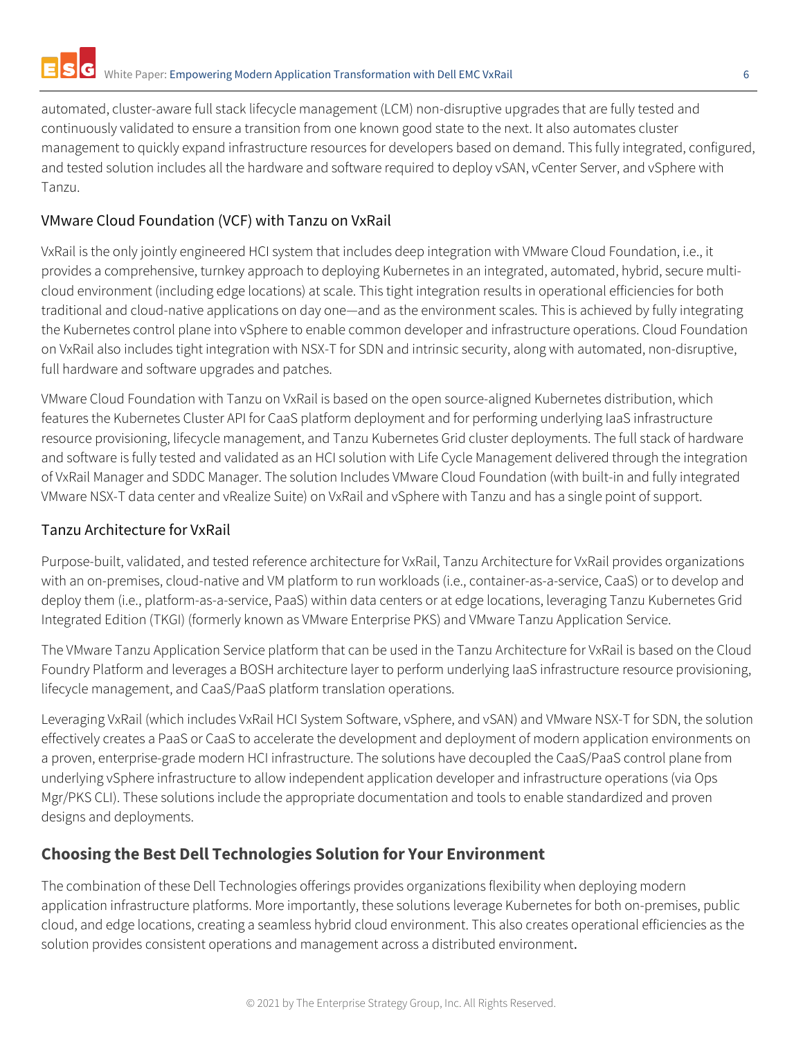automated, cluster-aware full stack lifecycle management (LCM) non-disruptive upgrades that are fully tested and continuously validated to ensure a transition from one known good state to the next. It also automates cluster management to quickly expand infrastructure resources for developers based on demand. This fully integrated, configured, and tested solution includes all the hardware and software required to deploy vSAN, vCenter Server, and vSphere with Tanzu.

### VMware Cloud Foundation (VCF) with Tanzu on VxRail

VxRail is the only jointly engineered HCI system that includes deep integration with VMware Cloud Foundation, i.e., it provides a comprehensive, turnkey approach to deploying Kubernetes in an integrated, automated, hybrid, secure multi-cloud environment (including edge locations) at scale. This tight integration results in operational efficiencies for both traditional and cloud-native applications on day one—and as the environment scales. This is achieved by fully integrating the Kubernetes control plane into vSphere to enable common developer and infrastructure operations. Cloud Foundation on VxRail also includes tight integration with NSX-T for SDN and intrinsic security, along with automated, non-disruptive, full hardware and software upgrades and patches.

VMware Cloud Foundation with Tanzu on VxRail is based on the open source-aligned Kubernetes distribution, which features the Kubernetes Cluster API for CaaS platform deployment and for performing underlying IaaS infrastructure resource provisioning, lifecycle management, and Tanzu Kubernetes Grid cluster deployments. The full stack of hardware and software is fully tested and validated as an HCI solution with Life Cycle Management delivered through the integration of VxRail Manager and SDDC Manager. The solution Includes VMware Cloud Foundation (with built-in and fully integrated VMware NSX-T data center and vRealize Suite) on VxRail and vSphere with Tanzu and has a single point of support.

### Tanzu Architecture for VxRail

Purpose-built, validated, and tested reference architecture for VxRail, Tanzu Architecture for VxRail provides organizations with an on-premises, cloud-native and VM platform to run workloads (i.e., container-as-a-service, CaaS) or to develop and deploy them (i.e., platform-as-a-service, PaaS) within data centers or at edge locations, leveraging Tanzu Kubernetes Grid Integrated Edition (TKGI) (formerly known as VMware Enterprise PKS) and VMware Tanzu Application Service.

The VMware Tanzu Application Service platform that can be used in the Tanzu Architecture for VxRail is based on the Cloud Foundry Platform and leverages a BOSH architecture layer to perform underlying IaaS infrastructure resource provisioning, lifecycle management, and CaaS/PaaS platform translation operations.

Leveraging VxRail (which includes VxRail HCI System Software, vSphere, and vSAN) and VMware NSX-T for SDN, the solution effectively creates a PaaS or CaaS to accelerate the development and deployment of modern application environments on a proven, enterprise-grade modern HCI infrastructure. The solutions have decoupled the CaaS/PaaS control plane from underlying vSphere infrastructure to allow independent application developer and infrastructure operations (via Ops Mgr/PKS CLI). These solutions include the appropriate documentation and tools to enable standardized and proven designs and deployments.

## Choosing the Best Dell Technologies Solution for Your Environment

The combination of these Dell Technologies offerings provides organizations flexibility when deploying modern application infrastructure platforms. More importantly, these solutions leverage Kubernetes for both on-premises, public cloud, and edge locations, creating a seamless hybrid cloud environment. This also creates operational efficiencies as the solution provides consistent operations and management across a distributed environment.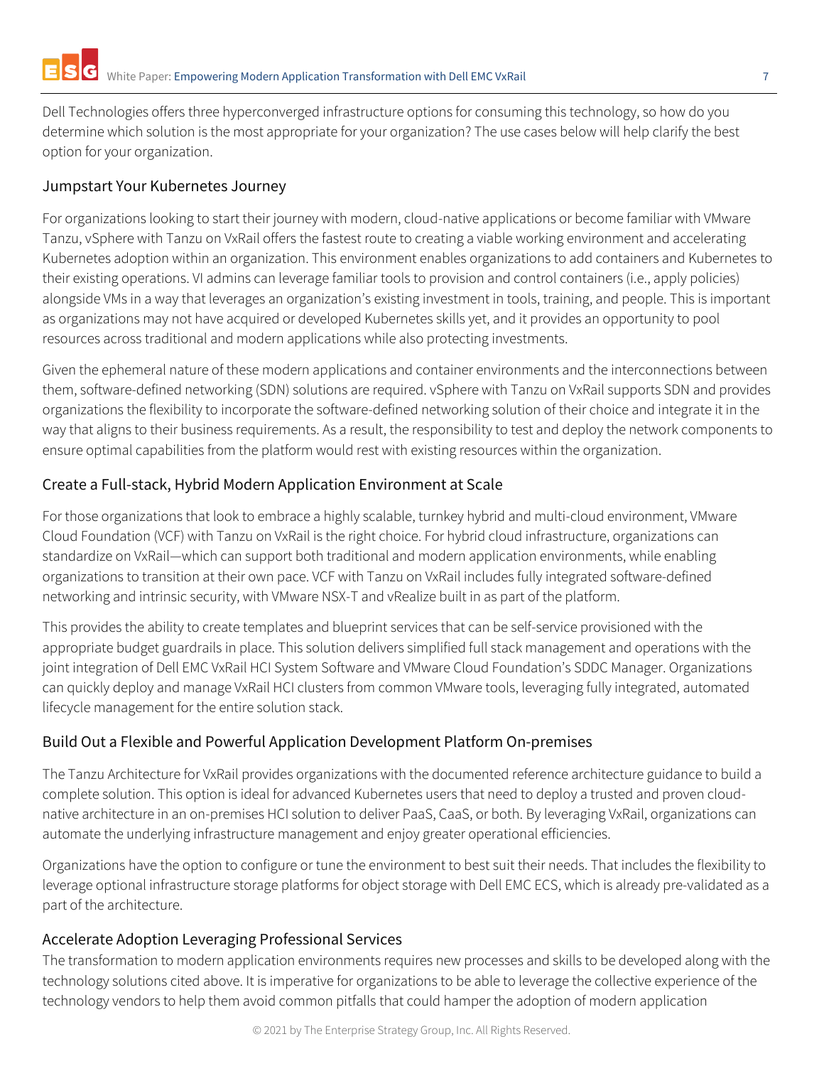Dell Technologies offers three hyperconverged infrastructure options for consuming this technology, so how do you determine which solution is the most appropriate for your organization? The use cases below will help clarify the best option for your organization.

## Jumpstart Your Kubernetes Journey

For organizations looking to start their journey with modern, cloud-native applications or become familiar with VMware Tanzu, vSphere with Tanzu on VxRail offers the fastest route to creating a viable working environment and accelerating Kubernetes adoption within an organization. This environment enables organizations to add containers and Kubernetes to their existing operations. VI admins can leverage familiar tools to provision and control containers (i.e., apply policies) alongside VMs in a way that leverages an organization's existing investment in tools, training, and people. This is important as organizations may not have acquired or developed Kubernetes skills yet, and it provides an opportunity to pool resources across traditional and modern applications while also protecting investments.

Given the ephemeral nature of these modern applications and container environments and the interconnections between them, software-defined networking (SDN) solutions are required. vSphere with Tanzu on VxRail supports SDN and provides organizations the flexibility to incorporate the software-defined networking solution of their choice and integrate it in the way that aligns to their business requirements. As a result, the responsibility to test and deploy the network components to ensure optimal capabilities from the platform would rest with existing resources within the organization.

## Create a Full-stack, Hybrid Modern Application Environment at Scale

For those organizations that look to embrace a highly scalable, turnkey hybrid and multi-cloud environment, VMware Cloud Foundation (VCF) with Tanzu on VxRail is the right choice. For hybrid cloud infrastructure, organizations can standardize on VxRail—which can support both traditional and modern application environments, while enabling organizations to transition at their own pace. VCF with Tanzu on VxRail includes fully integrated software-defined networking and intrinsic security, with VMware NSX-T and vRealize built in as part of the platform.

This provides the ability to create templates and blueprint services that can be self-service provisioned with the appropriate budget guardrails in place. This solution delivers simplified full stack management and operations with the joint integration of Dell EMC VxRail HCI System Software and VMware Cloud Foundation's SDDC Manager. Organizations can quickly deploy and manage VxRail HCI clusters from common VMware tools, leveraging fully integrated, automated lifecycle management for the entire solution stack.

## Build Out a Flexible and Powerful Application Development Platform On-premises

The Tanzu Architecture for VxRail provides organizations with the documented reference architecture guidance to build a complete solution. This option is ideal for advanced Kubernetes users that need to deploy a trusted and proven cloud-native architecture in an on-premises HCI solution to deliver PaaS, CaaS, or both. By leveraging VxRail, organizations can automate the underlying infrastructure management and enjoy greater operational efficiencies.

Organizations have the option to configure or tune the environment to best suit their needs. That includes the flexibility to leverage optional infrastructure storage platforms for object storage with Dell EMC ECS, which is already pre-validated as a part of the architecture.

## Accelerate Adoption Leveraging Professional Services

The transformation to modern application environments requires new processes and skills to be developed along with the technology solutions cited above. It is imperative for organizations to be able to leverage the collective experience of the technology vendors to help them avoid common pitfalls that could hamper the adoption of modern application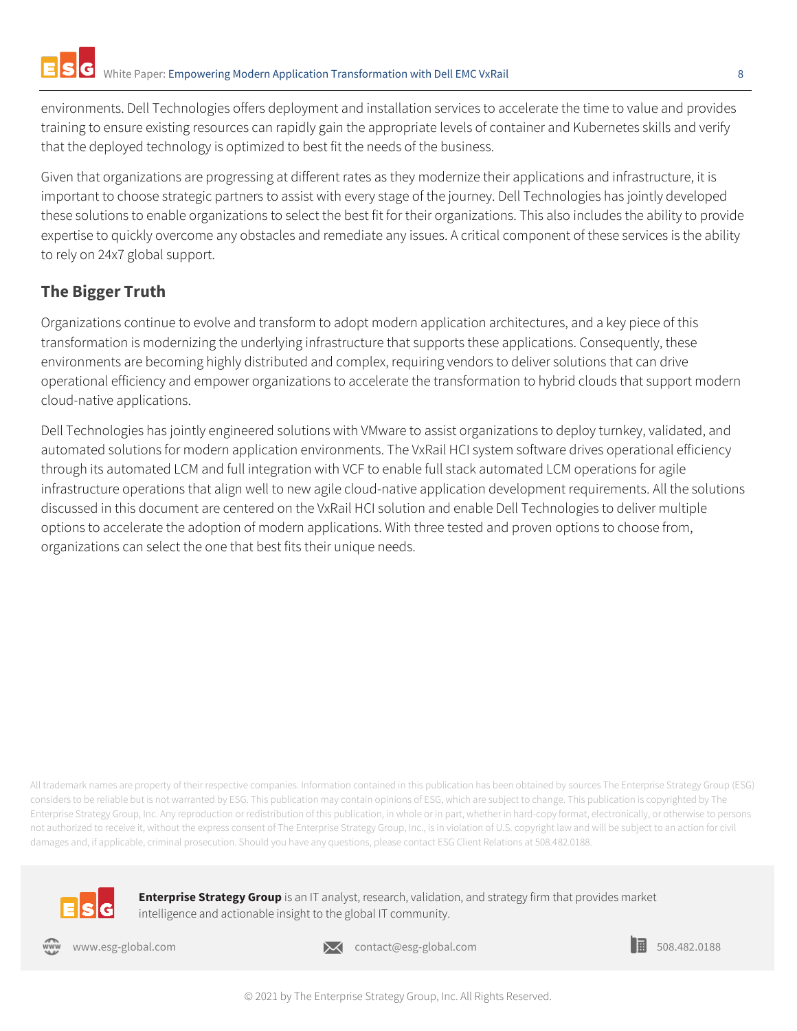environments. Dell Technologies offers deployment and installation services to accelerate the time to value and provides training to ensure existing resources can rapidly gain the appropriate levels of container and Kubernetes skills and verify that the deployed technology is optimized to best fit the needs of the business.

Given that organizations are progressing at different rates as they modernize their applications and infrastructure, it is important to choose strategic partners to assist with every stage of the journey. Dell Technologies has jointly developed these solutions to enable organizations to select the best fit for their organizations. This also includes the ability to provide expertise to quickly overcome any obstacles and remediate any issues. A critical component of these services is the ability to rely on 24x7 global support.

## The Bigger Truth

Organizations continue to evolve and transform to adopt modern application architectures, and a key piece of this transformation is modernizing the underlying infrastructure that supports these applications. Consequently, these environments are becoming highly distributed and complex, requiring vendors to deliver solutions that can drive operational efficiency and empower organizations to accelerate the transformation to hybrid clouds that support modern cloud-native applications.

Dell Technologies has jointly engineered solutions with VMware to assist organizations to deploy turnkey, validated, and automated solutions for modern application environments. The VxRail HCI system software drives operational efficiency through its automated LCM and full integration with VCF to enable full stack automated LCM operations for agile infrastructure operations that align well to new agile cloud-native application development requirements. All the solutions discussed in this document are centered on the VxRail HCI solution and enable Dell Technologies to deliver multiple options to accelerate the adoption of modern applications. With three tested and proven options to choose from, organizations can select the one that best fits their unique needs.

All trademark names are property of their respective companies. Information contained in this publication has been obtained by sources The Enterprise Strategy Group (ESG) considers to be reliable but is not warranted by ESG. This publication may contain opinions of ESG, which are subject to change. This publication is copyrighted by The Enterprise Strategy Group, Inc. Any reproduction or redistribution of this publication, in whole or in part, whether in hard-copy format, electronically, or otherwise to persons not authorized to receive it, without the express consent of The Enterprise Strategy Group, Inc., is in violation of U.S. copyright law and will be subject to an action for civil damages and, if applicable, criminal prosecution. Should you have any questions, please contact ESG Client Relations at 508.482.0188.

**Enterprise Strategy Group** is an IT analyst, research, validation, and strategy firm that provides market intelligence and actionable insight to the global IT community.

www.esg-global.com    contact@esg-global.com    508.482.0188

© 2021 by The Enterprise Strategy Group, Inc. All Rights Reserved.